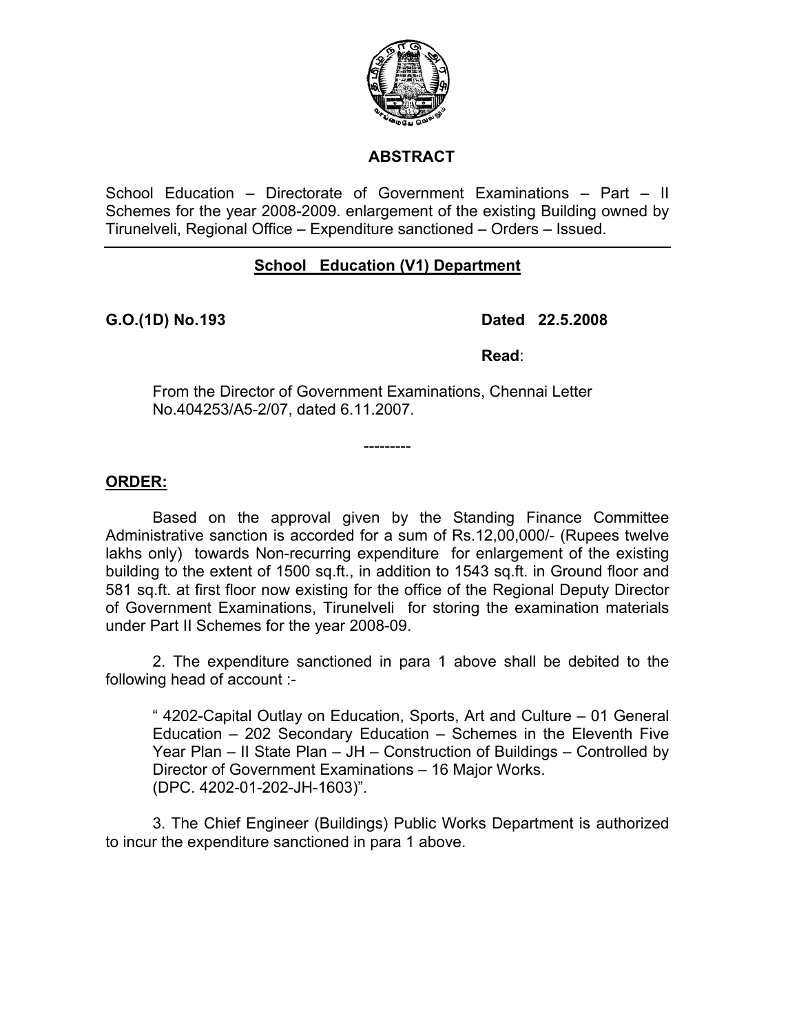## ABSTRACT

School Education – Directorate of Government Examinations – Part – II Schemes for the year 2008-2009. enlargement of the existing Building owned by Tirunelveli, Regional Office – Expenditure sanctioned – Orders – Issued.

---

### School Education (V1) Department

**G.O.(1D) No.193** **Dated 22.5.2008**

**Read**:

From the Director of Government Examinations, Chennai Letter No.404253/A5-2/07, dated 6.11.2007.

---------

**ORDER:**

Based on the approval given by the Standing Finance Committee Administrative sanction is accorded for a sum of Rs.12,00,000/- (Rupees twelve lakhs only) towards Non-recurring expenditure for enlargement of the existing building to the extent of 1500 sq.ft., in addition to 1543 sq.ft. in Ground floor and 581 sq.ft. at first floor now existing for the office of the Regional Deputy Director of Government Examinations, Tirunelveli for storing the examination materials under Part II Schemes for the year 2008-09.

2. The expenditure sanctioned in para 1 above shall be debited to the following head of account :-

" 4202-Capital Outlay on Education, Sports, Art and Culture – 01 General Education – 202 Secondary Education – Schemes in the Eleventh Five Year Plan – II State Plan – JH – Construction of Buildings – Controlled by Director of Government Examinations – 16 Major Works.
(DPC. 4202-01-202-JH-1603)".

3. The Chief Engineer (Buildings) Public Works Department is authorized to incur the expenditure sanctioned in para 1 above.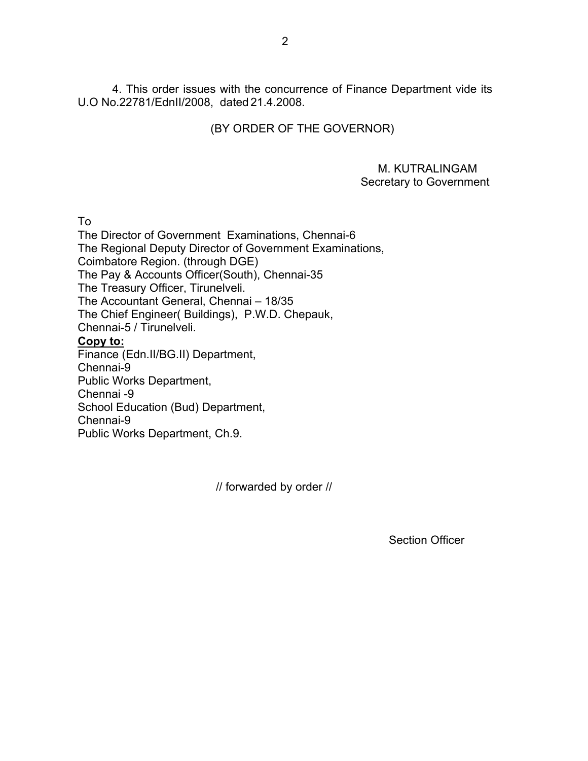4. This order issues with the concurrence of Finance Department vide its U.O No.22781/EdnII/2008, dated 21.4.2008.

(BY ORDER OF THE GOVERNOR)

M. KUTRALINGAM
Secretary to Government

To
The Director of Government Examinations, Chennai-6
The Regional Deputy Director of Government Examinations,
Coimbatore Region. (through DGE)
The Pay & Accounts Officer(South), Chennai-35
The Treasury Officer, Tirunelveli.
The Accountant General, Chennai – 18/35
The Chief Engineer( Buildings), P.W.D. Chepauk,
Chennai-5 / Tirunelveli.

**Copy to:**
Finance (Edn.II/BG.II) Department,
Chennai-9
Public Works Department,
Chennai -9
School Education (Bud) Department,
Chennai-9
Public Works Department, Ch.9.

// forwarded by order //

Section Officer